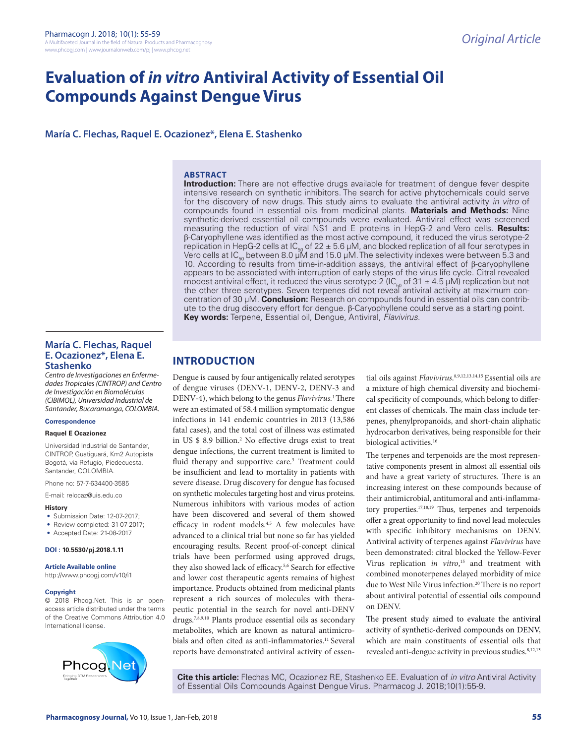Original Article

# Evaluation of *in vitro* Antiviral Activity of Essential Oil Compounds Against Dengue Virus

**María C. Flechas, Raquel E. Ocazionez\*, Elena E. Stashenko**

## ABSTRACT

**Introduction:** There are not effective drugs available for treatment of dengue fever despite intensive research on synthetic inhibitors. The search for active phytochemicals could serve for the discovery of new drugs. This study aims to evaluate the antiviral activity *in vitro* of compounds found in essential oils from medicinal plants. **Materials and Methods:** Nine synthetic-derived essential oil compounds were evaluated. Antiviral effect was screened measuring the reduction of viral NS1 and E proteins in HepG-2 and Vero cells. **Results:** β-Caryophyllene was identified as the most active compound, it reduced the virus serotype-2 replication in HepG-2 cells at $IC_{50}$ of 22 ± 5.6 µM, and blocked replication of all four serotypes in Vero cells at $IC_{50}$ between 8.0 µM and 15.0 µM. The selectivity indexes were between 5.3 and 10. According to results from time-in-addition assays, the antiviral effect of β-caryophyllene appears to be associated with interruption of early steps of the virus life cycle. Citral revealed modest antiviral effect, it reduced the virus serotype-2 ($IC_{50}$ of 31 ± 4.5 µM) replication but not the other three serotypes. Seven terpenes did not reveal antiviral activity at maximum concentration of 30 µM. **Conclusion:** Research on compounds found in essential oils can contribute to the drug discovery effort for dengue. β-Caryophyllene could serve as a starting point.

**Key words:** Terpene, Essential oil, Dengue, Antiviral, *Flavivirus*.

**María C. Flechas, Raquel E. Ocazionez\*, Elena E. Stashenko**

*Centro de Investigaciones en Enfermedades Tropicales (CINTROP) and Centro de Investigación en Biomoléculas (CIBIMOL), Universidad Industrial de Santander, Bucaramanga, COLOMBIA.*

**Correspondence**

**Raquel E Ocazionez**

Universidad Industrial de Santander, CINTROP, Guatiguará, Km2 Autopista Bogotá, via Refugio, Piedecuesta, Santander, COLOMBIA.

Phone no: 57-7-634400-3585

E-mail: relocaz@uis.edu.co

**History**

- Submission Date: 12-07-2017;
- Review completed: 31-07-2017;
- Accepted Date: 21-08-2017

**DOI : 10.5530/pj.2018.1.11**

**Article Available online**

http://www.phcogj.com/v10/i1

**Copyright**

© 2018 Phcog.Net. This is an open-access article distributed under the terms of the Creative Commons Attribution 4.0 International license.

## INTRODUCTION

Dengue is caused by four antigenically related serotypes of dengue viruses (DENV-1, DENV-2, DENV-3 and DENV-4), which belong to the genus *Flavivirus*.[1] There were an estimated of 58.4 million symptomatic dengue infections in 141 endemic countries in 2013 (13,586 fatal cases), and the total cost of illness was estimated in US $ 8.9 billion.[2] No effective drugs exist to treat dengue infections, the current treatment is limited to fluid therapy and supportive care.[3] Treatment could be insufficient and lead to mortality in patients with severe disease. Drug discovery for dengue has focused on synthetic molecules targeting host and virus proteins. Numerous inhibitors with various modes of action have been discovered and several of them showed efficacy in rodent models.[4,5] A few molecules have advanced to a clinical trial but none so far has yielded encouraging results. Recent proof-of-concept clinical trials have been performed using approved drugs, they also showed lack of efficacy.[5,6] Search for effective and lower cost therapeutic agents remains of highest importance. Products obtained from medicinal plants represent a rich sources of molecules with therapeutic potential in the search for novel anti-DENV drugs.[7,8,9,10] Plants produce essential oils as secondary metabolites, which are known as natural antimicrobials and often cited as anti-inflammatories.[11] Several reports have demonstrated antiviral activity of essential oils against *Flavivirus*.[8,9,12,13,14,15] Essential oils are a mixture of high chemical diversity and biochemical specificity of compounds, which belong to different classes of chemicals. The main class include terpenes, phenylpropanoids, and short-chain aliphatic hydrocarbon derivatives, being responsible for their biological activities.[16]

The terpenes and terpenoids are the most representative components present in almost all essential oils and have a great variety of structures. There is an increasing interest on these compounds because of their antimicrobial, antitumoral and anti-inflammatory properties.[17,18,19] Thus, terpenes and terpenoids offer a great opportunity to find novel lead molecules with specific inhibitory mechanisms on DENV. Antiviral activity of terpenes against *Flavivirus* have been demonstrated: citral blocked the Yellow-Fever Virus replication *in vitro*,[15] and treatment with combined monoterpenes delayed morbidity of mice due to West Nile Virus infection.[20] There is no report about antiviral potential of essential oils compound on DENV.

The present study aimed to evaluate the antiviral activity of synthetic-derived compounds on DENV, which are main constituents of essential oils that revealed anti-dengue activity in previous studies.[8,12,13]

**Cite this article:** Flechas MC, Ocazionez RE, Stashenko EE. Evaluation of *in vitro* Antiviral Activity of Essential Oils Compounds Against Dengue Virus. Pharmacog J. 2018;10(1):55-9.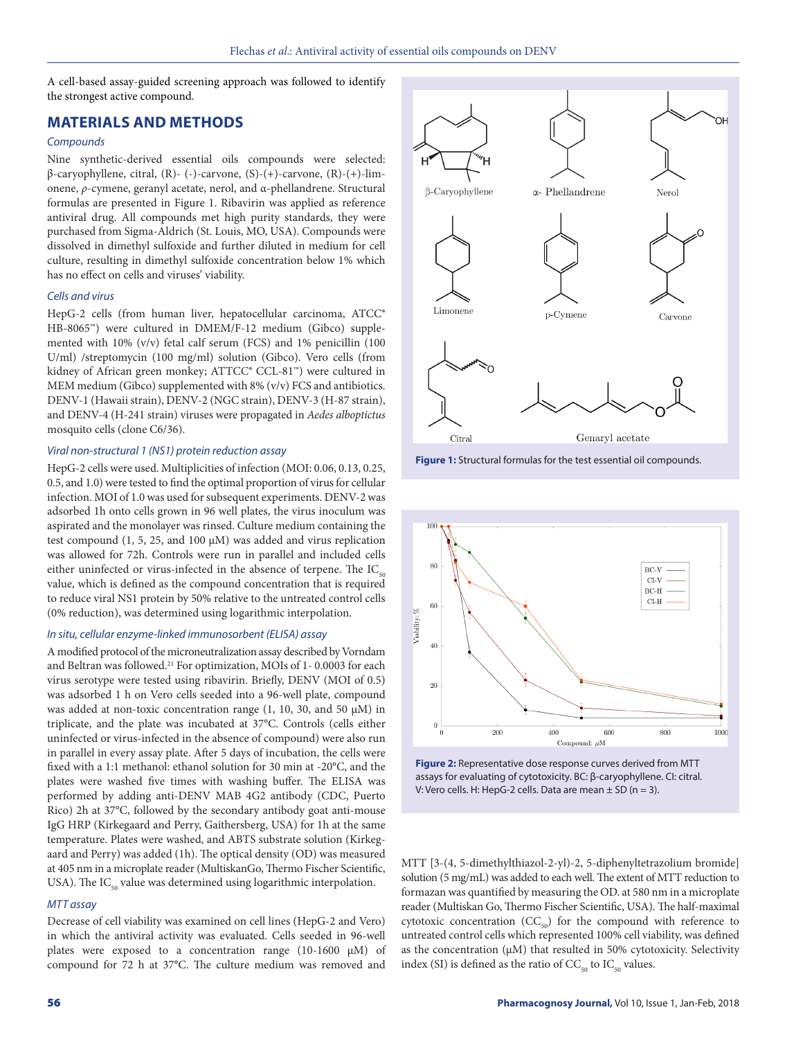A cell-based assay-guided screening approach was followed to identify the strongest active compound.

## MATERIALS AND METHODS

### *Compounds*

Nine synthetic-derived essential oils compounds were selected: β-caryophyllene, citral, (R)- (-)-carvone, (S)-(+)-carvone, (R)-(+)-limonene, *ρ*-cymene, geranyl acetate, nerol, and α-phellandrene. Structural formulas are presented in Figure 1. Ribavirin was applied as reference antiviral drug. All compounds met high purity standards, they were purchased from Sigma-Aldrich (St. Louis, MO, USA). Compounds were dissolved in dimethyl sulfoxide and further diluted in medium for cell culture, resulting in dimethyl sulfoxide concentration below 1% which has no effect on cells and viruses' viability.

### *Cells and virus*

HepG-2 cells (from human liver, hepatocellular carcinoma, ATCC® HB-8065™) were cultured in DMEM/F-12 medium (Gibco) supplemented with 10% (v/v) fetal calf serum (FCS) and 1% penicillin (100 U/ml) /streptomycin (100 mg/ml) solution (Gibco). Vero cells (from kidney of African green monkey; ATTCC® CCL-81™) were cultured in MEM medium (Gibco) supplemented with 8% (v/v) FCS and antibiotics. DENV-1 (Hawaii strain), DENV-2 (NGC strain), DENV-3 (H-87 strain), and DENV-4 (H-241 strain) viruses were propagated in *Aedes alboptictus* mosquito cells (clone C6/36).

### *Viral non-structural 1 (NS1) protein reduction assay*

HepG-2 cells were used. Multiplicities of infection (MOI: 0.06, 0.13, 0.25, 0.5, and 1.0) were tested to find the optimal proportion of virus for cellular infection. MOI of 1.0 was used for subsequent experiments. DENV-2 was adsorbed 1h onto cells grown in 96 well plates, the virus inoculum was aspirated and the monolayer was rinsed. Culture medium containing the test compound (1, 5, 25, and 100 µM) was added and virus replication was allowed for 72h. Controls were run in parallel and included cells either uninfected or virus-infected in the absence of terpene. The $IC_{50}$ value, which is defined as the compound concentration that is required to reduce viral NS1 protein by 50% relative to the untreated control cells (0% reduction), was determined using logarithmic interpolation.

### *In situ, cellular enzyme-linked immunosorbent (ELISA) assay*

A modified protocol of the microneutralization assay described by Vorndam and Beltran was followed.[21] For optimization, MOIs of 1- 0.0003 for each virus serotype were tested using ribavirin. Briefly, DENV (MOI of 0.5) was adsorbed 1 h on Vero cells seeded into a 96-well plate, compound was added at non-toxic concentration range (1, 10, 30, and 50 µM) in triplicate, and the plate was incubated at 37°C. Controls (cells either uninfected or virus-infected in the absence of compound) were also run in parallel in every assay plate. After 5 days of incubation, the cells were fixed with a 1:1 methanol: ethanol solution for 30 min at -20°C, and the plates were washed five times with washing buffer. The ELISA was performed by adding anti-DENV MAB 4G2 antibody (CDC, Puerto Rico) 2h at 37°C, followed by the secondary antibody goat anti-mouse IgG HRP (Kirkegaard and Perry, Gaithersberg, USA) for 1h at the same temperature. Plates were washed, and ABTS substrate solution (Kirkegaard and Perry) was added (1h). The optical density (OD) was measured at 405 nm in a microplate reader (MultiskanGo, Thermo Fischer Scientific, USA). The $IC_{50}$ value was determined using logarithmic interpolation.

### *MTT assay*

Decrease of cell viability was examined on cell lines (HepG-2 and Vero) in which the antiviral activity was evaluated. Cells seeded in 96-well plates were exposed to a concentration range (10-1600 µM) of compound for 72 h at 37°C. The culture medium was removed and MTT [3-(4, 5-dimethylthiazol-2-yl)-2, 5-diphenyltetrazolium bromide] solution (5 mg/mL) was added to each well. The extent of MTT reduction to formazan was quantified by measuring the OD. at 580 nm in a microplate reader (Multiskan Go, Thermo Fischer Scientific, USA). The half-maximal cytotoxic concentration ($CC_{50}$) for the compound with reference to untreated control cells which represented 100% cell viability, was defined as the concentration (µM) that resulted in 50% cytotoxicity. Selectivity index (SI) is defined as the ratio of $CC_{50}$ to $IC_{50}$ values.

**Figure 1:** Structural formulas for the test essential oil compounds.

**Figure 2:** Representative dose response curves derived from MTT assays for evaluating of cytotoxicity. BC: β-caryophyllene. CI: citral. V: Vero cells. H: HepG-2 cells. Data are mean ± SD (n = 3).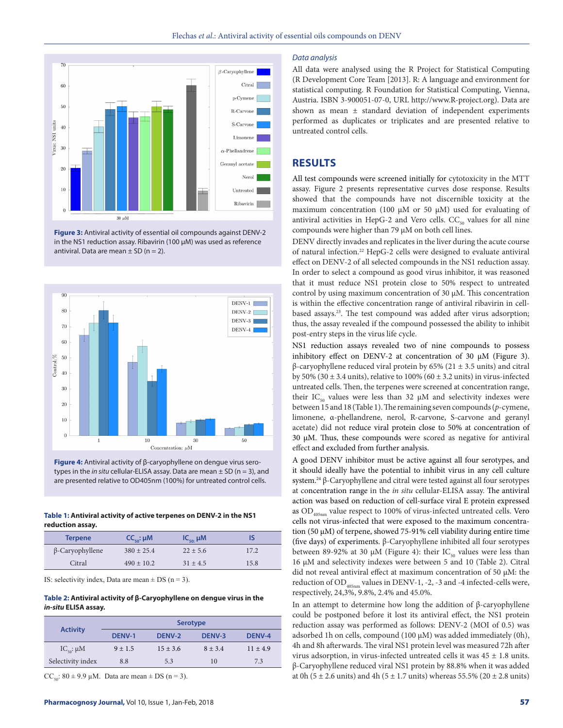Figure 3: Antiviral activity of essential oil compounds against DENV-2 in the NS1 reduction assay. Ribavirin (100 µM) was used as reference antiviral. Data are mean ± SD (n = 2).

Figure 4: Antiviral activity of β-caryophyllene on dengue virus serotypes in the *in situ* cellular-ELISA assay. Data are mean ± SD (n = 3), and are presented relative to OD405nm (100%) for untreated control cells.

**Table 1: Antiviral activity of active terpenes on DENV-2 in the NS1 reduction assay.**

| Terpene | $CC_{50}$: µM | $IC_{50}$: µM | IS |
|---|---|---|---|
| β-Caryophyllene | 380 ± 25.4 | 22 ± 5.6 | 17.2 |
| Citral | 490 ± 10.2 | 31 ± 4.5 | 15.8 |

IS: selectivity index, Data are mean ± DS (n = 3).

**Table 2: Antiviral activity of β-Caryophyllene on dengue virus in the *in-situ* ELISA assay.**

| Activity | Serotype | | | |
|---|---|---|---|---|
| | DENV-1 | DENV-2 | DENV-3 | DENV-4 |
| $IC_{50}$: µM | 9 ± 1.5 | 15 ± 3.6 | 8 ± 3.4 | 11 ± 4.9 |
| Selectivity index | 8.8 | 5.3 | 10 | 7.3 |

$CC_{50}$: 80 ± 9.9 µM. Data are mean ± DS (n = 3).

### *Data analysis*

All data were analysed using the R Project for Statistical Computing (R Development Core Team [2013]. R: A language and environment for statistical computing. R Foundation for Statistical Computing, Vienna, Austria. ISBN 3-900051-07-0, URL http://www.R-project.org). Data are shown as mean ± standard deviation of independent experiments performed as duplicates or triplicates and are presented relative to untreated control cells.

## RESULTS

All test compounds were screened initially for cytotoxicity in the MTT assay. Figure 2 presents representative curves dose response. Results showed that the compounds have not discernible toxicity at the maximum concentration (100 µM or 50 µM) used for evaluating of antiviral activities in HepG-2 and Vero cells. $CC_{50}$ values for all nine compounds were higher than 79 µM on both cell lines.

DENV directly invades and replicates in the liver during the acute course of natural infection.[22] HepG-2 cells were designed to evaluate antiviral effect on DENV-2 of all selected compounds in the NS1 reduction assay. In order to select a compound as good virus inhibitor, it was reasoned that it must reduce NS1 protein close to 50% respect to untreated control by using maximum concentration of 30 µM. This concentration is within the effective concentration range of antiviral ribavirin in cell-based assays.[23]. The test compound was added after virus adsorption; thus, the assay revealed if the compound possessed the ability to inhibit post-entry steps in the virus life cycle.

NS1 reduction assays revealed two of nine compounds to possess inhibitory effect on DENV-2 at concentration of 30 µM (Figure 3). β-caryophyllene reduced viral protein by 65% (21 ± 3.5 units) and citral by 50% (30 ± 3.4 units), relative to 100% (60 ± 3.2 units) in virus-infected untreated cells. Then, the terpenes were screened at concentration range, their $IC_{50}$ values were less than 32 µM and selectivity indexes were between 15 and 18 (Table 1). The remaining seven compounds (*p*-cymene, limonene, α-phellandrene, nerol, R-carvone, S-carvone and geranyl acetate) did not reduce viral protein close to 50% at concentration of 30 µM. Thus, these compounds were scored as negative for antiviral effect and excluded from further analysis.

A good DENV inhibitor must be active against all four serotypes, and it should ideally have the potential to inhibit virus in any cell culture system.[24] β-Caryophyllene and citral were tested against all four serotypes at concentration range in the *in situ* cellular-ELISA assay. The antiviral action was based on reduction of cell-surface viral E protein expressed as $OD_{405nm}$ value respect to 100% of virus-infected untreated cells. Vero cells not virus-infected that were exposed to the maximum concentration (50 µM) of terpene, showed 75-91% cell viability during entire time (five days) of experiments. β-Caryophyllene inhibited all four serotypes between 89-92% at 30 µM (Figure 4): their $IC_{50}$ values were less than 16 µM and selectivity indexes were between 5 and 10 (Table 2). Citral did not reveal antiviral effect at maximum concentration of 50 µM: the reduction of $OD_{405nm}$ values in DENV-1, -2, -3 and -4 infected-cells were, respectively, 24,3%, 9.8%, 2.4% and 45.0%.

In an attempt to determine how long the addition of β-caryophyllene could be postponed before it lost its antiviral effect, the NS1 protein reduction assay was performed as follows: DENV-2 (MOI of 0.5) was adsorbed 1h on cells, compound (100 µM) was added immediately (0h), 4h and 8h afterwards. The viral NS1 protein level was measured 72h after virus adsorption, in virus-infected untreated cells it was 45 ± 1.8 units. β-Caryophyllene reduced viral NS1 protein by 88.8% when it was added at 0h (5 ± 2.6 units) and 4h (5 ± 1.7 units) whereas 55.5% (20 ± 2.8 units)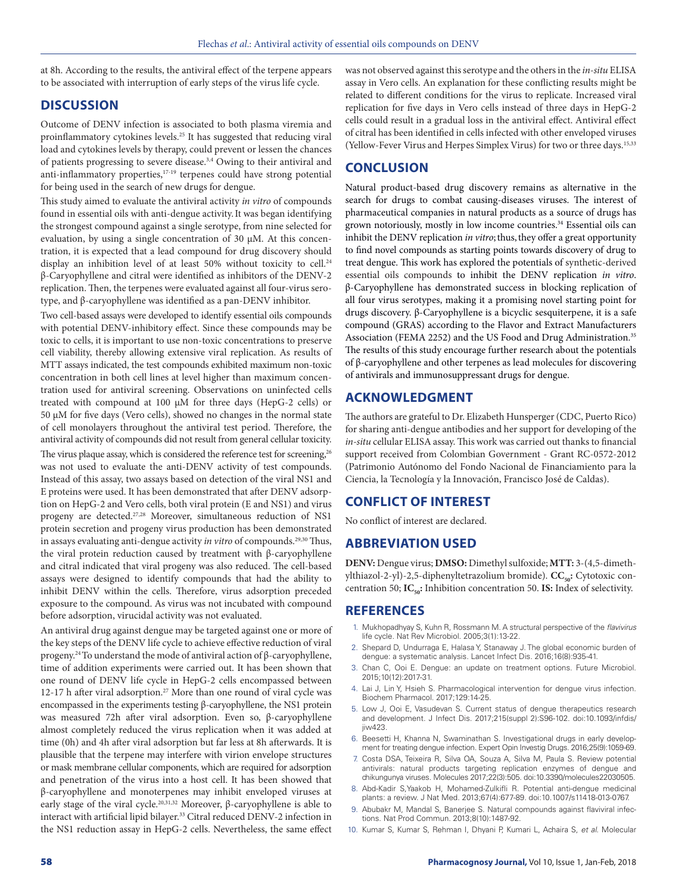at 8h. According to the results, the antiviral effect of the terpene appears to be associated with interruption of early steps of the virus life cycle.

## DISCUSSION

Outcome of DENV infection is associated to both plasma viremia and proinflammatory cytokines levels.[25] It has suggested that reducing viral load and cytokines levels by therapy, could prevent or lessen the chances of patients progressing to severe disease.[3,4] Owing to their antiviral and anti-inflammatory properties,[17-19] terpenes could have strong potential for being used in the search of new drugs for dengue.

This study aimed to evaluate the antiviral activity *in vitro* of compounds found in essential oils with anti-dengue activity. It was began identifying the strongest compound against a single serotype, from nine selected for evaluation, by using a single concentration of 30 µM. At this concentration, it is expected that a lead compound for drug discovery should display an inhibition level of at least 50% without toxicity to cell.[24] β-Caryophyllene and citral were identified as inhibitors of the DENV-2 replication. Then, the terpenes were evaluated against all four-virus serotype, and β-caryophyllene was identified as a pan-DENV inhibitor.

Two cell-based assays were developed to identify essential oils compounds with potential DENV-inhibitory effect. Since these compounds may be toxic to cells, it is important to use non-toxic concentrations to preserve cell viability, thereby allowing extensive viral replication. As results of MTT assays indicated, the test compounds exhibited maximum non-toxic concentration in both cell lines at level higher than maximum concentration used for antiviral screening. Observations on uninfected cells treated with compound at 100 µM for three days (HepG-2 cells) or 50 µM for five days (Vero cells), showed no changes in the normal state of cell monolayers throughout the antiviral test period. Therefore, the antiviral activity of compounds did not result from general cellular toxicity.

The virus plaque assay, which is considered the reference test for screening,[26] was not used to evaluate the anti-DENV activity of test compounds. Instead of this assay, two assays based on detection of the viral NS1 and E proteins were used. It has been demonstrated that after DENV adsorption on HepG-2 and Vero cells, both viral protein (E and NS1) and virus progeny are detected.[27,28] Moreover, simultaneous reduction of NS1 protein secretion and progeny virus production has been demonstrated in assays evaluating anti-dengue activity *in vitro* of compounds.[29,30] Thus, the viral protein reduction caused by treatment with β-caryophyllene and citral indicated that viral progeny was also reduced. The cell-based assays were designed to identify compounds that had the ability to inhibit DENV within the cells. Therefore, virus adsorption preceded exposure to the compound. As virus was not incubated with compound before adsorption, virucidal activity was not evaluated.

An antiviral drug against dengue may be targeted against one or more of the key steps of the DENV life cycle to achieve effective reduction of viral progeny.[24] To understand the mode of antiviral action of β-caryophyllene, time of addition experiments were carried out. It has been shown that one round of DENV life cycle in HepG-2 cells encompassed between 12-17 h after viral adsorption.[27] More than one round of viral cycle was encompassed in the experiments testing β-caryophyllene, the NS1 protein was measured 72h after viral adsorption. Even so, β-caryophyllene almost completely reduced the virus replication when it was added at time (0h) and 4h after viral adsorption but far less at 8h afterwards. It is plausible that the terpene may interfere with virion envelope structures or mask membrane cellular components, which are required for adsorption and penetration of the virus into a host cell. It has been showed that β-caryophyllene and monoterpenes may inhibit enveloped viruses at early stage of the viral cycle.[20,31,32] Moreover, β-caryophyllene is able to interact with artificial lipid bilayer.[33] Citral reduced DENV-2 infection in the NS1 reduction assay in HepG-2 cells. Nevertheless, the same effect was not observed against this serotype and the others in the *in-situ* ELISA assay in Vero cells. An explanation for these conflicting results might be related to different conditions for the virus to replicate. Increased viral replication for five days in Vero cells instead of three days in HepG-2 cells could result in a gradual loss in the antiviral effect. Antiviral effect of citral has been identified in cells infected with other enveloped viruses (Yellow-Fever Virus and Herpes Simplex Virus) for two or three days.[15,33]

## CONCLUSION

Natural product-based drug discovery remains as alternative in the search for drugs to combat causing-diseases viruses. The interest of pharmaceutical companies in natural products as a source of drugs has grown notoriously, mostly in low income countries.[34] Essential oils can inhibit the DENV replication *in vitro*; thus, they offer a great opportunity to find novel compounds as starting points towards discovery of drug to treat dengue. This work has explored the potentials of synthetic-derived essential oils compounds to inhibit the DENV replication *in vitro*. β-Caryophyllene has demonstrated success in blocking replication of all four virus serotypes, making it a promising novel starting point for drugs discovery. β-Caryophyllene is a bicyclic sesquiterpene, it is a safe compound (GRAS) according to the Flavor and Extract Manufacturers Association (FEMA 2252) and the US Food and Drug Administration.[35] The results of this study encourage further research about the potentials of β-caryophyllene and other terpenes as lead molecules for discovering of antivirals and immunosuppressant drugs for dengue.

## ACKNOWLEDGMENT

The authors are grateful to Dr. Elizabeth Hunsperger (CDC, Puerto Rico) for sharing anti-dengue antibodies and her support for developing of the *in-situ* cellular ELISA assay. This work was carried out thanks to financial support received from Colombian Government - Grant RC-0572-2012 (Patrimonio Autónomo del Fondo Nacional de Financiamiento para la Ciencia, la Tecnología y la Innovación, Francisco José de Caldas).

## CONFLICT OF INTEREST

No conflict of interest are declared.

## ABBREVIATION USED

**DENV:** Dengue virus; **DMSO:** Dimethyl sulfoxide; **MTT:** 3-(4,5-dimethylthiazol-2-yl)-2,5-diphenyltetrazolium bromide). **$CC_{50}$:** Cytotoxic concentration 50; **$IC_{50}$:** Inhibition concentration 50. **IS:** Index of selectivity.

## REFERENCES

1. Mukhopadhyay S, Kuhn R, Rossmann M. A structural perspective of the *flavivirus* life cycle. Nat Rev Microbiol. 2005;3(1):13-22.
2. Shepard D, Undurraga E, Halasa Y, Stanaway J. The global economic burden of dengue: a systematic analysis. Lancet Infect Dis. 2016;16(8):935-41.
3. Chan C, Ooi E. Dengue: an update on treatment options. Future Microbiol. 2015;10(12):2017-31.
4. Lai J, Lin Y, Hsieh S. Pharmacological intervention for dengue virus infection. Biochem Pharmacol. 2017;129:14-25.
5. Low J, Ooi E, Vasudevan S. Current status of dengue therapeutics research and development. J Infect Dis. 2017;215(suppl 2):S96-102. doi:10.1093/infdis/jiw423.
6. Beesetti H, Khanna N, Swaminathan S. Investigational drugs in early development for treating dengue infection. Expert Opin Investig Drugs. 2016;25(9):1059-69.
7. Costa DSA, Teixeira R, Silva OA, Souza A, Silva M, Paula S. Review potential antivirals: natural products targeting replication enzymes of dengue and chikungunya viruses. Molecules 2017;22(3):505. doi:10.3390/molecules22030505.
8. Abd-Kadir S, Yaakob H, Mohamed-Zulkifli R. Potential anti-dengue medicinal plants: a review. J Nat Med. 2013;67(4):677-89. doi:10.1007/s11418-013-0767.
9. Abubakr M, Mandal S, Banerjee S. Natural compounds against flaviviral infections. Nat Prod Commun. 2013;8(10):1487-92.
10. Kumar S, Kumar S, Rehman I, Dhyani P, Kumari L, Achaira S, *et al.* Molecular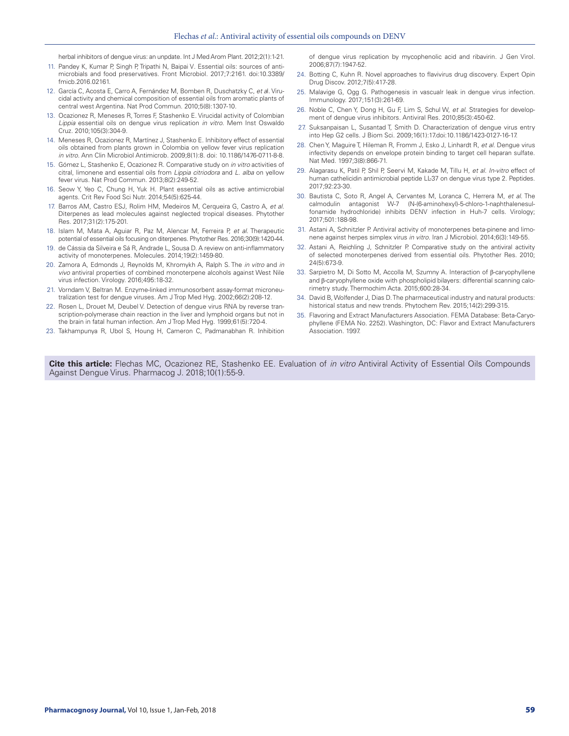herbal inhibitors of dengue virus: an unpdate. Int J Med Arom Plant. 2012;2(1):1-21.

11. Pandey K, Kumar P, Singh P, Tripathi N, Baipai V. Essential oils: sources of antimicrobials and food preservatives. Front Microbiol. 2017;7:2161. doi:10.3389/fmicb.2016.02161.
12. García C, Acosta E, Carro A, Fernández M, Bomben R, Duschatzky C, *et a*l. Virucidal activity and chemical composition of essential oils from aromatic plants of central west Argentina. Nat Prod Commun. 2010;5(8):1307-10.
13. Ocazionez R, Meneses R, Torres F, Stashenko E. Virucidal activity of Colombian *Lippia* essential oils on dengue virus replication *in vitro*. Mem Inst Oswaldo Cruz. 2010;105(3):304-9.
14. Meneses R, Ocazionez R, Martínez J, Stashenko E. Inhibitory effect of essential oils obtained from plants grown in Colombia on yellow fever virus replication *in vitro*. Ann Clin Microbiol Antimicrob. 2009;8(1):8. doi: 10.1186/1476-0711-8-8.
15. Gómez L, Stashenko E, Ocazionez R. Comparative study on *in vitro* activities of citral, limonene and essential oils from *Lippia citriodora* and *L. alba* on yellow fever virus. Nat Prod Commun. 2013;8(2):249-52.
16. Seow Y, Yeo C, Chung H, Yuk H. Plant essential oils as active antimicrobial agents. Crit Rev Food Sci Nutr. 2014;54(5):625-44.
17. Barros AM, Castro ESJ, Rolim HM, Medeiros M, Cerqueira G, Castro A, *et al*. Diterpenes as lead molecules against neglected tropical diseases. Phytother Res. 2017;31(2):175-201.
18. Islam M, Mata A, Aguiar R, Paz M, Alencar M, Ferreira P, *et al*. Therapeutic potential of essential oils focusing on diterpenes. Phytother Res. 2016;30(9):1420-44.
19. de Cássia da Silveira e Sá R, Andrade L, Sousa D. A review on anti-inflammatory activity of monoterpenes. Molecules. 2014;19(2):1459-80.
20. Zamora A, Edmonds J, Reynolds M, Khromykh A, Ralph S. The *in vitro* and *in vivo* antiviral properties of combined monoterpene alcohols against West Nile virus infection. Virology. 2016;495:18-32.
21. Vorndam V, Beltran M. Enzyme-linked immunosorbent assay-format microneutralization test for dengue viruses. Am J Trop Med Hyg. 2002;66(2):208-12.
22. Rosen L, Drouet M, Deubel V. Detection of dengue virus RNA by reverse transcription-polymerase chain reaction in the liver and lymphoid organs but not in the brain in fatal human infection. Am J Trop Med Hyg. 1999;61(5):720-4.
23. Takhampunya R, Ubol S, Houng H, Cameron C, Padmanabhan R. Inhibition of dengue virus replication by mycophenolic acid and ribavirin. J Gen Virol. 2006;87(7):1947-52.
24. Botting C, Kuhn R. Novel approaches to flavivirus drug discovery. Expert Opin Drug Discov. 2012;7(5):417-28.
25. Malavige G, Ogg G. Pathogenesis in vascualr leak in dengue virus infection. Immunology. 2017;151(3):261-69.
26. Noble C, Chen Y, Dong H, Gu F, Lim S, Schul W, *et al*. Strategies for development of dengue virus inhibitors. Antiviral Res. 2010;85(3):450-62.
27. Suksanpaisan L, Susantad T, Smith D. Characterization of dengue virus entry into Hep G2 cells. J Biom Sci. 2009;16(1):17.doi:10.1186/1423-0127-16-17.
28. Chen Y, Maguire T, Hileman R, Fromm J, Esko J, Linhardt R, *et al*. Dengue virus infectivity depends on envelope protein binding to target cell heparan sulfate. Nat Med. 1997;3(8):866-71.
29. Alagarasu K, Patil P, Shil P, Seervi M, Kakade M, Tillu H, *et al*. *In-vitro* effect of human cathelicidin antimicrobial peptide LL-37 on dengue virus type 2. Peptides. 2017;92:23-30.
30. Bautista C, Soto R, Angel A, Cervantes M, Loranca C, Herrera M, *et al*. The calmodulin antagonist W-7 (N-(6-aminohexyl)-5-chloro-1-naphthalenesulfonamide hydrochloride) inhibits DENV infection in Huh-7 cells. Virology; 2017;501:188-98.
31. Astani A, Schnitzler P. Antiviral activity of monoterpenes beta-pinene and limonene against herpes simplex virus *in vitro*. Iran J Microbiol. 2014;6(3):149-55.
32. Astani A, Reichling J, Schnitzler P. Comparative study on the antiviral activity of selected monoterpenes derived from essential oils. Phytother Res. 2010; 24(5):673-9.
33. Sarpietro M, Di Sotto M, Accolla M, Szumny A. Interaction of β-caryophyllene and β-caryophyllene oxide with phospholipid bilayers: differential scanning calorimetry study. Thermochim Acta. 2015;600:28-34.
34. David B, Wolfender J, Dias D. The pharmaceutical industry and natural products: historical status and new trends. Phytochem Rev. 2015;14(2):299-315.
35. Flavoring and Extract Manufacturers Association. FEMA Database: Beta-Caryophyllene (FEMA No. 2252). Washington, DC: Flavor and Extract Manufacturers Association. 1997.

**Cite this article:** Flechas MC, Ocazionez RE, Stashenko EE. Evaluation of *in vitro* Antiviral Activity of Essential Oils Compounds Against Dengue Virus. Pharmacog J. 2018;10(1):55-9.